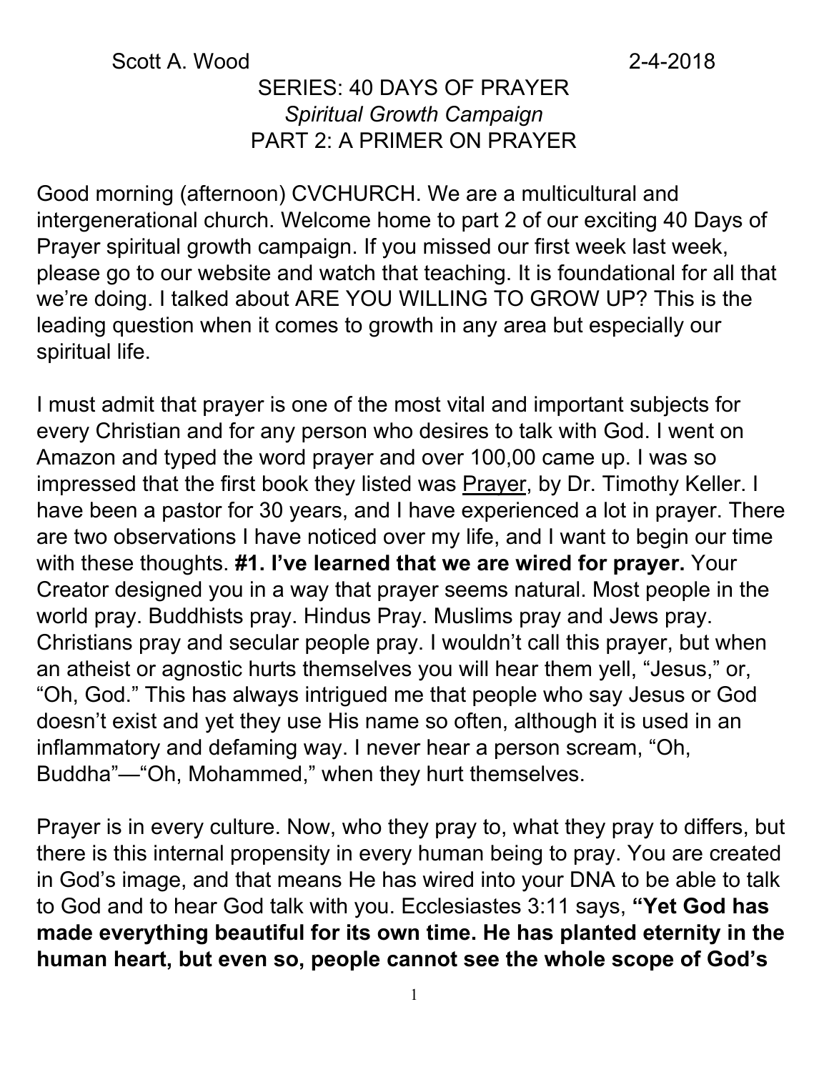Scott A. Wood 2-4-2018

SERIES: 40 DAYS OF PRAYER

*Spiritual Growth Campaign*

PART 2: A PRIMER ON PRAYER

Good morning (afternoon) CVCHURCH. We are a multicultural and intergenerational church. Welcome home to part 2 of our exciting 40 Days of Prayer spiritual growth campaign. If you missed our first week last week, please go to our website and watch that teaching. It is foundational for all that we're doing. I talked about ARE YOU WILLING TO GROW UP? This is the leading question when it comes to growth in any area but especially our spiritual life.

I must admit that prayer is one of the most vital and important subjects for every Christian and for any person who desires to talk with God. I went on Amazon and typed the word prayer and over 100,00 came up. I was so impressed that the first book they listed was <u>Prayer</u>, by Dr. Timothy Keller. I have been a pastor for 30 years, and I have experienced a lot in prayer. There are two observations I have noticed over my life, and I want to begin our time with these thoughts. **#1. I've learned that we are wired for prayer.** Your Creator designed you in a way that prayer seems natural. Most people in the world pray. Buddhists pray. Hindus Pray. Muslims pray and Jews pray. Christians pray and secular people pray. I wouldn't call this prayer, but when an atheist or agnostic hurts themselves you will hear them yell, "Jesus," or, "Oh, God." This has always intrigued me that people who say Jesus or God doesn't exist and yet they use His name so often, although it is used in an inflammatory and defaming way. I never hear a person scream, "Oh, Buddha"—"Oh, Mohammed," when they hurt themselves.

Prayer is in every culture. Now, who they pray to, what they pray to differs, but there is this internal propensity in every human being to pray. You are created in God's image, and that means He has wired into your DNA to be able to talk to God and to hear God talk with you. Ecclesiastes 3:11 says, **"Yet God has made everything beautiful for its own time. He has planted eternity in the human heart, but even so, people cannot see the whole scope of God's**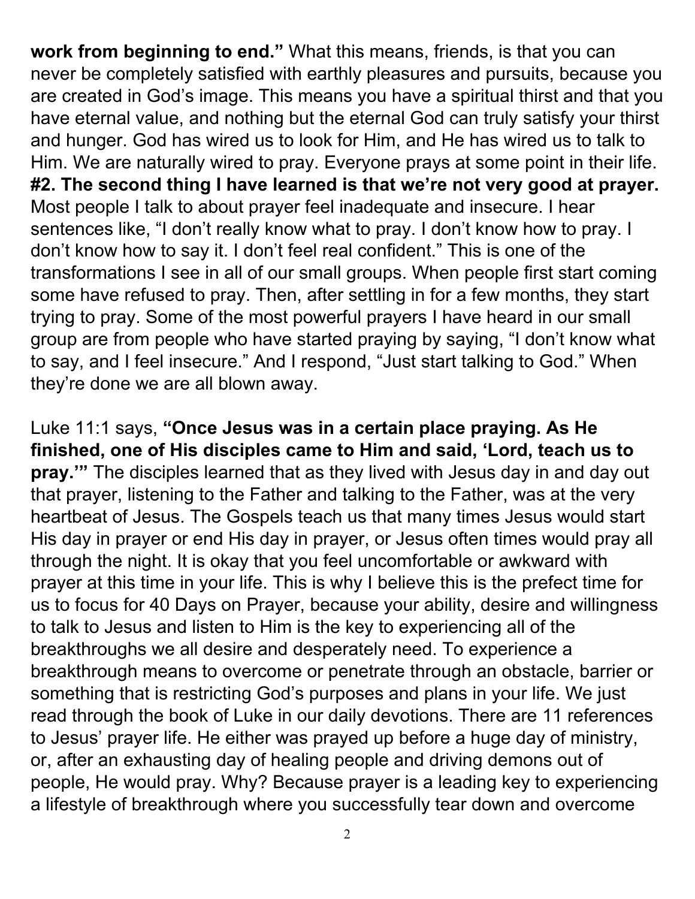**work from beginning to end."** What this means, friends, is that you can never be completely satisfied with earthly pleasures and pursuits, because you are created in God's image. This means you have a spiritual thirst and that you have eternal value, and nothing but the eternal God can truly satisfy your thirst and hunger. God has wired us to look for Him, and He has wired us to talk to Him. We are naturally wired to pray. Everyone prays at some point in their life. **#2. The second thing I have learned is that we're not very good at prayer.** Most people I talk to about prayer feel inadequate and insecure. I hear sentences like, "I don't really know what to pray. I don't know how to pray. I don't know how to say it. I don't feel real confident." This is one of the transformations I see in all of our small groups. When people first start coming some have refused to pray. Then, after settling in for a few months, they start trying to pray. Some of the most powerful prayers I have heard in our small group are from people who have started praying by saying, "I don't know what to say, and I feel insecure." And I respond, "Just start talking to God." When they're done we are all blown away.

Luke 11:1 says, **"Once Jesus was in a certain place praying. As He finished, one of His disciples came to Him and said, 'Lord, teach us to pray.'"** The disciples learned that as they lived with Jesus day in and day out that prayer, listening to the Father and talking to the Father, was at the very heartbeat of Jesus. The Gospels teach us that many times Jesus would start His day in prayer or end His day in prayer, or Jesus often times would pray all through the night. It is okay that you feel uncomfortable or awkward with prayer at this time in your life. This is why I believe this is the prefect time for us to focus for 40 Days on Prayer, because your ability, desire and willingness to talk to Jesus and listen to Him is the key to experiencing all of the breakthroughs we all desire and desperately need. To experience a breakthrough means to overcome or penetrate through an obstacle, barrier or something that is restricting God's purposes and plans in your life. We just read through the book of Luke in our daily devotions. There are 11 references to Jesus' prayer life. He either was prayed up before a huge day of ministry, or, after an exhausting day of healing people and driving demons out of people, He would pray. Why? Because prayer is a leading key to experiencing a lifestyle of breakthrough where you successfully tear down and overcome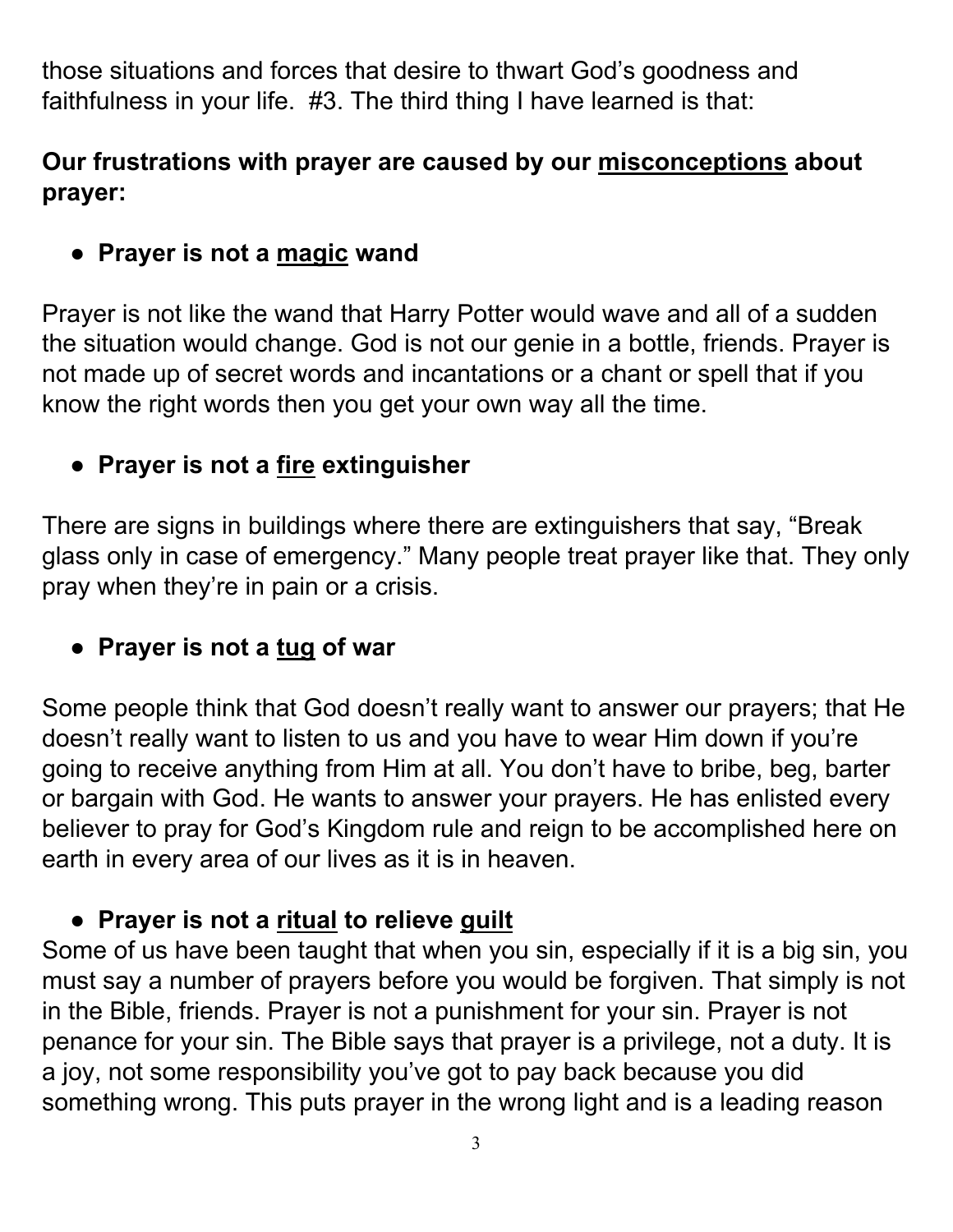those situations and forces that desire to thwart God's goodness and faithfulness in your life. #3. The third thing I have learned is that:

**Our frustrations with prayer are caused by our <u>misconceptions</u> about prayer:**

- **Prayer is not a <u>magic</u> wand**

Prayer is not like the wand that Harry Potter would wave and all of a sudden the situation would change. God is not our genie in a bottle, friends. Prayer is not made up of secret words and incantations or a chant or spell that if you know the right words then you get your own way all the time.

- **Prayer is not a <u>fire</u> extinguisher**

There are signs in buildings where there are extinguishers that say, "Break glass only in case of emergency." Many people treat prayer like that. They only pray when they're in pain or a crisis.

- **Prayer is not a <u>tug</u> of war**

Some people think that God doesn't really want to answer our prayers; that He doesn't really want to listen to us and you have to wear Him down if you're going to receive anything from Him at all. You don't have to bribe, beg, barter or bargain with God. He wants to answer your prayers. He has enlisted every believer to pray for God's Kingdom rule and reign to be accomplished here on earth in every area of our lives as it is in heaven.

- **Prayer is not a <u>ritual</u> to relieve <u>guilt</u>**

Some of us have been taught that when you sin, especially if it is a big sin, you must say a number of prayers before you would be forgiven. That simply is not in the Bible, friends. Prayer is not a punishment for your sin. Prayer is not penance for your sin. The Bible says that prayer is a privilege, not a duty. It is a joy, not some responsibility you've got to pay back because you did something wrong. This puts prayer in the wrong light and is a leading reason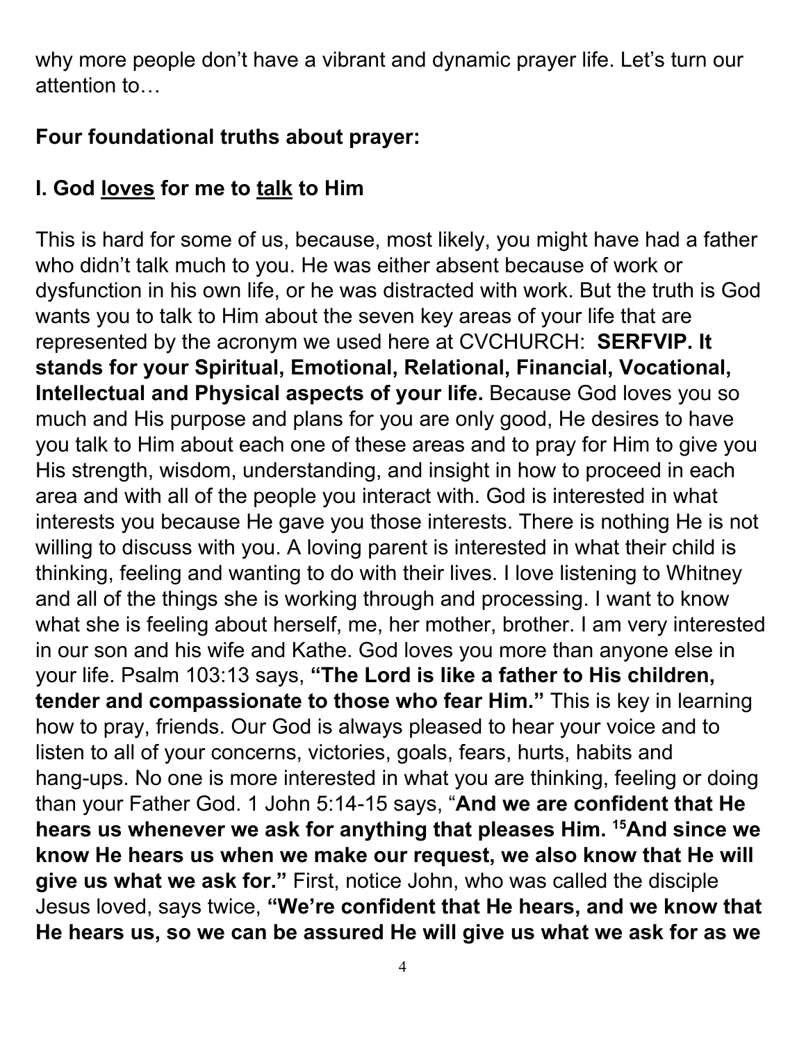why more people don't have a vibrant and dynamic prayer life. Let's turn our attention to…

**Four foundational truths about prayer:**

**I. God <u>loves</u> for me to <u>talk</u> to Him**

This is hard for some of us, because, most likely, you might have had a father who didn't talk much to you. He was either absent because of work or dysfunction in his own life, or he was distracted with work. But the truth is God wants you to talk to Him about the seven key areas of your life that are represented by the acronym we used here at CVCHURCH: **SERFVIP. It stands for your Spiritual, Emotional, Relational, Financial, Vocational, Intellectual and Physical aspects of your life.** Because God loves you so much and His purpose and plans for you are only good, He desires to have you talk to Him about each one of these areas and to pray for Him to give you His strength, wisdom, understanding, and insight in how to proceed in each area and with all of the people you interact with. God is interested in what interests you because He gave you those interests. There is nothing He is not willing to discuss with you. A loving parent is interested in what their child is thinking, feeling and wanting to do with their lives. I love listening to Whitney and all of the things she is working through and processing. I want to know what she is feeling about herself, me, her mother, brother. I am very interested in our son and his wife and Kathe. God loves you more than anyone else in your life. Psalm 103:13 says, **"The Lord is like a father to His children, tender and compassionate to those who fear Him."** This is key in learning how to pray, friends. Our God is always pleased to hear your voice and to listen to all of your concerns, victories, goals, fears, hurts, habits and hang-ups. No one is more interested in what you are thinking, feeling or doing than your Father God. 1 John 5:14-15 says, "**And we are confident that He hears us whenever we ask for anything that pleases Him. [15]And since we know He hears us when we make our request, we also know that He will give us what we ask for."** First, notice John, who was called the disciple Jesus loved, says twice, **"We're confident that He hears, and we know that He hears us, so we can be assured He will give us what we ask for as we**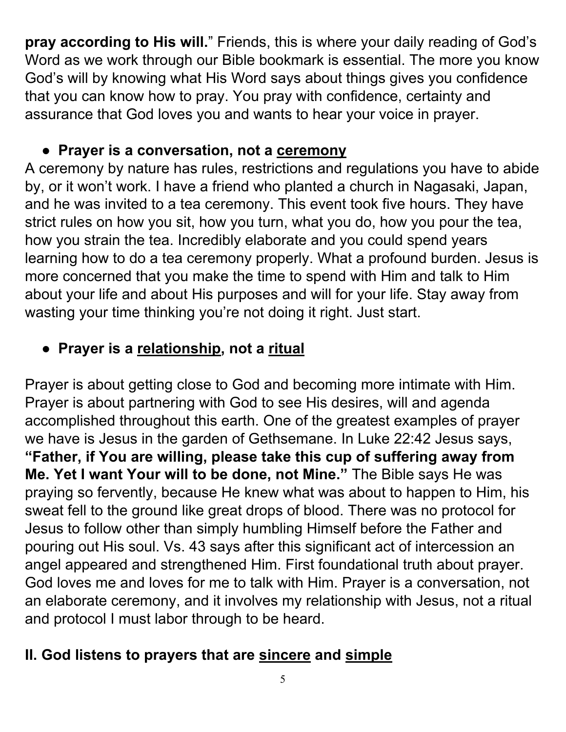**pray according to His will.**" Friends, this is where your daily reading of God's Word as we work through our Bible bookmark is essential. The more you know God's will by knowing what His Word says about things gives you confidence that you can know how to pray. You pray with confidence, certainty and assurance that God loves you and wants to hear your voice in prayer.

- **Prayer is a conversation, not a <u>ceremony</u>**

A ceremony by nature has rules, restrictions and regulations you have to abide by, or it won't work. I have a friend who planted a church in Nagasaki, Japan, and he was invited to a tea ceremony. This event took five hours. They have strict rules on how you sit, how you turn, what you do, how you pour the tea, how you strain the tea. Incredibly elaborate and you could spend years learning how to do a tea ceremony properly. What a profound burden. Jesus is more concerned that you make the time to spend with Him and talk to Him about your life and about His purposes and will for your life. Stay away from wasting your time thinking you're not doing it right. Just start.

- **Prayer is a <u>relationship</u>, not a <u>ritual</u>**

Prayer is about getting close to God and becoming more intimate with Him. Prayer is about partnering with God to see His desires, will and agenda accomplished throughout this earth. One of the greatest examples of prayer we have is Jesus in the garden of Gethsemane. In Luke 22:42 Jesus says, **"Father, if You are willing, please take this cup of suffering away from Me. Yet I want Your will to be done, not Mine."** The Bible says He was praying so fervently, because He knew what was about to happen to Him, his sweat fell to the ground like great drops of blood. There was no protocol for Jesus to follow other than simply humbling Himself before the Father and pouring out His soul. Vs. 43 says after this significant act of intercession an angel appeared and strengthened Him. First foundational truth about prayer. God loves me and loves for me to talk with Him. Prayer is a conversation, not an elaborate ceremony, and it involves my relationship with Jesus, not a ritual and protocol I must labor through to be heard.

## II. God listens to prayers that are <u>sincere</u> and <u>simple</u>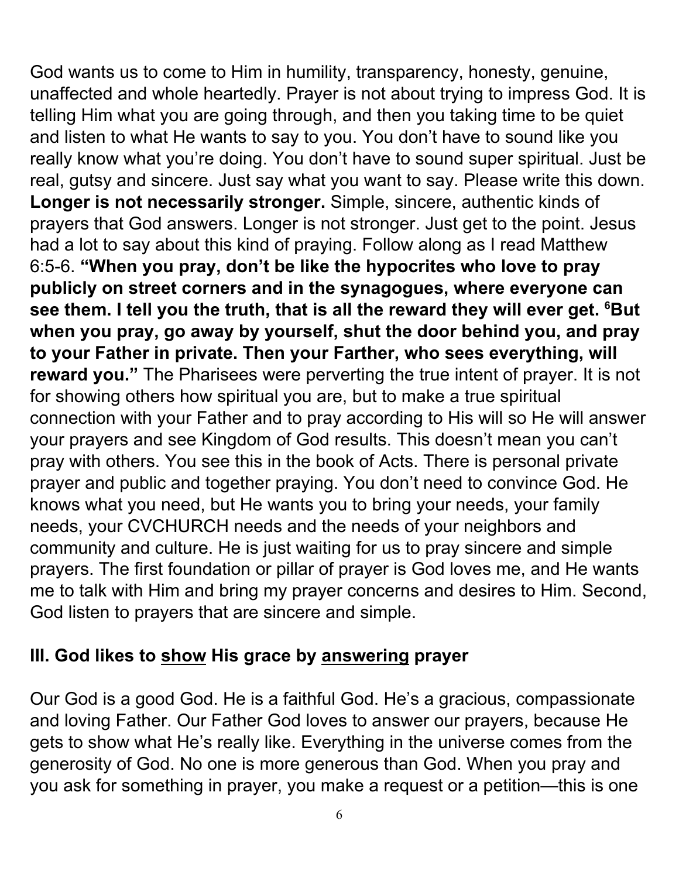God wants us to come to Him in humility, transparency, honesty, genuine, unaffected and whole heartedly. Prayer is not about trying to impress God. It is telling Him what you are going through, and then you taking time to be quiet and listen to what He wants to say to you. You don't have to sound like you really know what you're doing. You don't have to sound super spiritual. Just be real, gutsy and sincere. Just say what you want to say. Please write this down. **Longer is not necessarily stronger.** Simple, sincere, authentic kinds of prayers that God answers. Longer is not stronger. Just get to the point. Jesus had a lot to say about this kind of praying. Follow along as I read Matthew 6:5-6. **"When you pray, don't be like the hypocrites who love to pray publicly on street corners and in the synagogues, where everyone can see them. I tell you the truth, that is all the reward they will ever get. [6]But when you pray, go away by yourself, shut the door behind you, and pray to your Father in private. Then your Farther, who sees everything, will reward you."** The Pharisees were perverting the true intent of prayer. It is not for showing others how spiritual you are, but to make a true spiritual connection with your Father and to pray according to His will so He will answer your prayers and see Kingdom of God results. This doesn't mean you can't pray with others. You see this in the book of Acts. There is personal private prayer and public and together praying. You don't need to convince God. He knows what you need, but He wants you to bring your needs, your family needs, your CVCHURCH needs and the needs of your neighbors and community and culture. He is just waiting for us to pray sincere and simple prayers. The first foundation or pillar of prayer is God loves me, and He wants me to talk with Him and bring my prayer concerns and desires to Him. Second, God listen to prayers that are sincere and simple.

### III. God likes to <u>show</u> His grace by <u>answering</u> prayer

Our God is a good God. He is a faithful God. He's a gracious, compassionate and loving Father. Our Father God loves to answer our prayers, because He gets to show what He's really like. Everything in the universe comes from the generosity of God. No one is more generous than God. When you pray and you ask for something in prayer, you make a request or a petition—this is one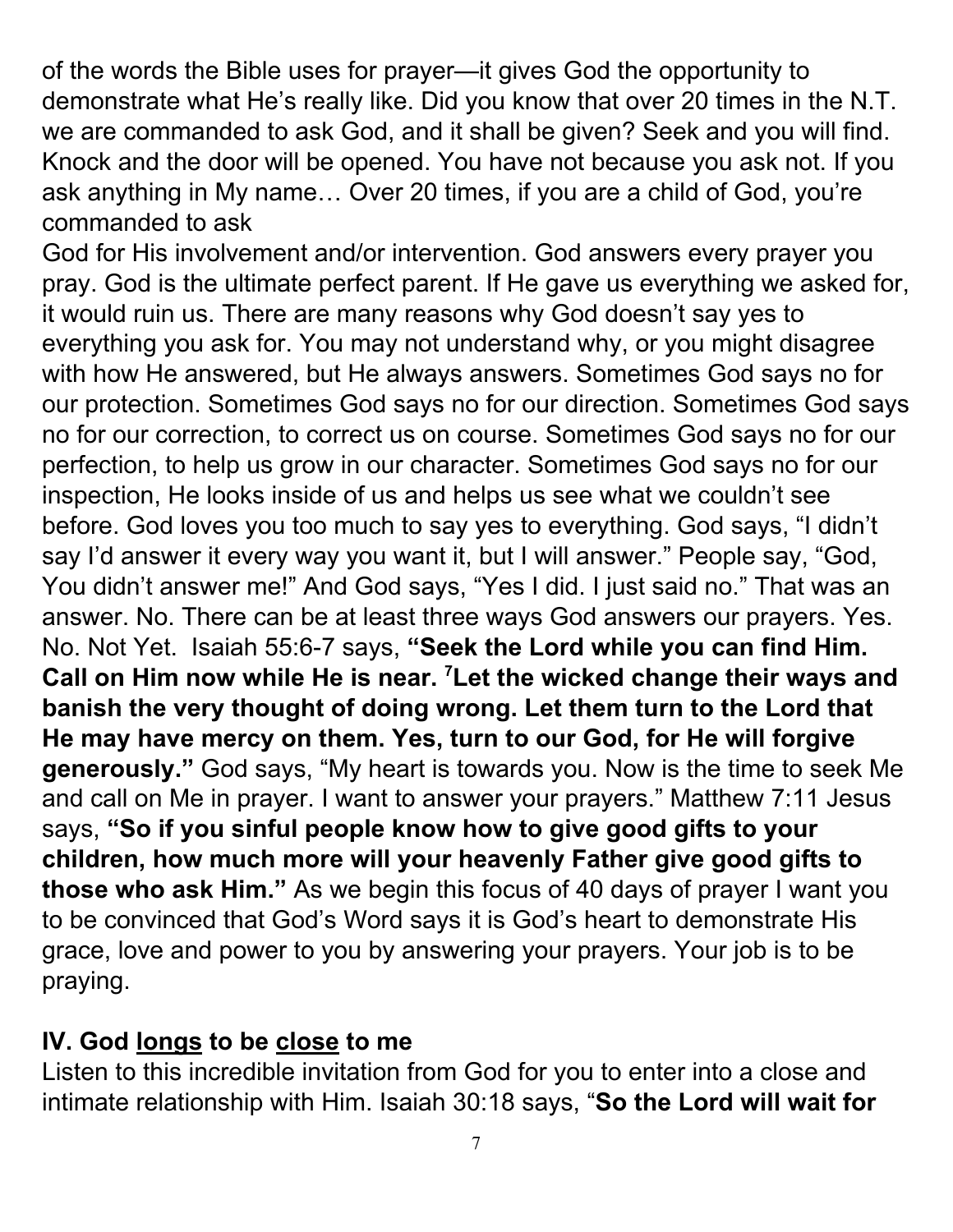of the words the Bible uses for prayer—it gives God the opportunity to demonstrate what He's really like. Did you know that over 20 times in the N.T. we are commanded to ask God, and it shall be given? Seek and you will find. Knock and the door will be opened. You have not because you ask not. If you ask anything in My name… Over 20 times, if you are a child of God, you're commanded to ask
God for His involvement and/or intervention. God answers every prayer you pray. God is the ultimate perfect parent. If He gave us everything we asked for, it would ruin us. There are many reasons why God doesn't say yes to everything you ask for. You may not understand why, or you might disagree with how He answered, but He always answers. Sometimes God says no for our protection. Sometimes God says no for our direction. Sometimes God says no for our correction, to correct us on course. Sometimes God says no for our perfection, to help us grow in our character. Sometimes God says no for our inspection, He looks inside of us and helps us see what we couldn't see before. God loves you too much to say yes to everything. God says, "I didn't say I'd answer it every way you want it, but I will answer." People say, "God, You didn't answer me!" And God says, "Yes I did. I just said no." That was an answer. No. There can be at least three ways God answers our prayers. Yes. No. Not Yet. Isaiah 55:6-7 says, **"Seek the Lord while you can find Him. Call on Him now while He is near. [7]Let the wicked change their ways and banish the very thought of doing wrong. Let them turn to the Lord that He may have mercy on them. Yes, turn to our God, for He will forgive generously."** God says, "My heart is towards you. Now is the time to seek Me and call on Me in prayer. I want to answer your prayers." Matthew 7:11 Jesus says, **"So if you sinful people know how to give good gifts to your children, how much more will your heavenly Father give good gifts to those who ask Him."** As we begin this focus of 40 days of prayer I want you to be convinced that God's Word says it is God's heart to demonstrate His grace, love and power to you by answering your prayers. Your job is to be praying.

**IV. God <u>longs</u> to be <u>close</u> to me**

Listen to this incredible invitation from God for you to enter into a close and intimate relationship with Him. Isaiah 30:18 says, "**So the Lord will wait for**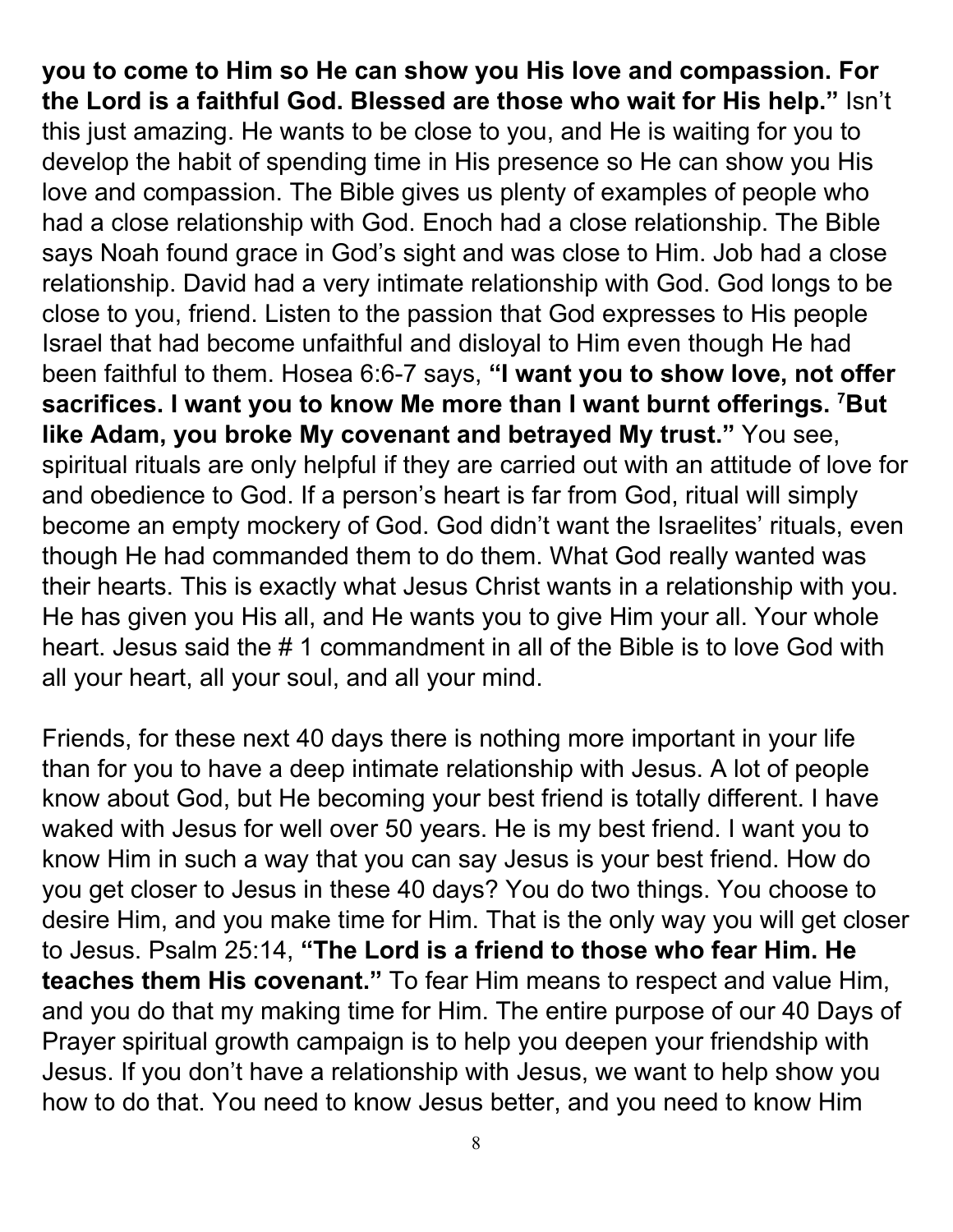**you to come to Him so He can show you His love and compassion. For the Lord is a faithful God. Blessed are those who wait for His help."** Isn't this just amazing. He wants to be close to you, and He is waiting for you to develop the habit of spending time in His presence so He can show you His love and compassion. The Bible gives us plenty of examples of people who had a close relationship with God. Enoch had a close relationship. The Bible says Noah found grace in God's sight and was close to Him. Job had a close relationship. David had a very intimate relationship with God. God longs to be close to you, friend. Listen to the passion that God expresses to His people Israel that had become unfaithful and disloyal to Him even though He had been faithful to them. Hosea 6:6-7 says, **"I want you to show love, not offer sacrifices. I want you to know Me more than I want burnt offerings. [7]But like Adam, you broke My covenant and betrayed My trust."** You see, spiritual rituals are only helpful if they are carried out with an attitude of love for and obedience to God. If a person's heart is far from God, ritual will simply become an empty mockery of God. God didn't want the Israelites' rituals, even though He had commanded them to do them. What God really wanted was their hearts. This is exactly what Jesus Christ wants in a relationship with you. He has given you His all, and He wants you to give Him your all. Your whole heart. Jesus said the # 1 commandment in all of the Bible is to love God with all your heart, all your soul, and all your mind.

Friends, for these next 40 days there is nothing more important in your life than for you to have a deep intimate relationship with Jesus. A lot of people know about God, but He becoming your best friend is totally different. I have waked with Jesus for well over 50 years. He is my best friend. I want you to know Him in such a way that you can say Jesus is your best friend. How do you get closer to Jesus in these 40 days? You do two things. You choose to desire Him, and you make time for Him. That is the only way you will get closer to Jesus. Psalm 25:14, **"The Lord is a friend to those who fear Him. He teaches them His covenant."** To fear Him means to respect and value Him, and you do that my making time for Him. The entire purpose of our 40 Days of Prayer spiritual growth campaign is to help you deepen your friendship with Jesus. If you don't have a relationship with Jesus, we want to help show you how to do that. You need to know Jesus better, and you need to know Him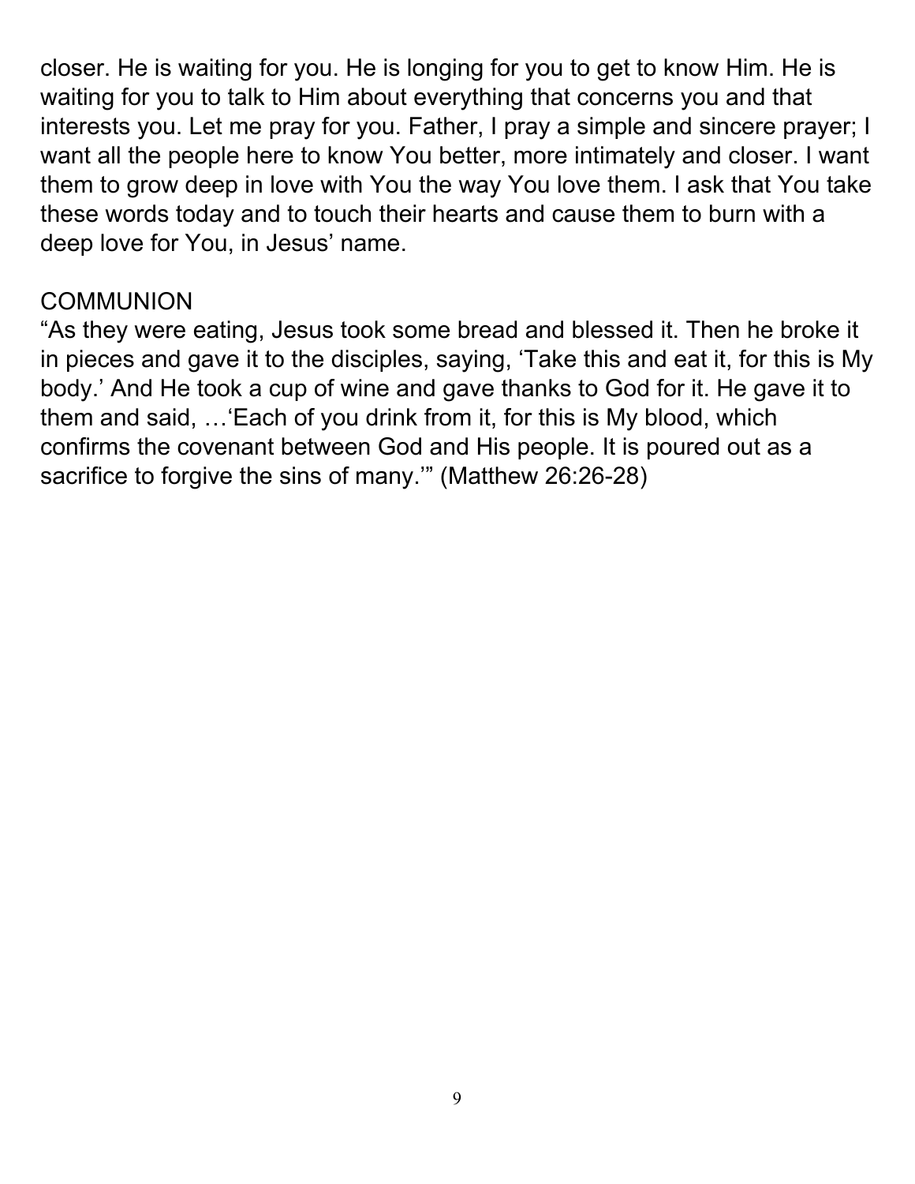closer. He is waiting for you. He is longing for you to get to know Him. He is waiting for you to talk to Him about everything that concerns you and that interests you. Let me pray for you. Father, I pray a simple and sincere prayer; I want all the people here to know You better, more intimately and closer. I want them to grow deep in love with You the way You love them. I ask that You take these words today and to touch their hearts and cause them to burn with a deep love for You, in Jesus' name.

COMMUNION

"As they were eating, Jesus took some bread and blessed it. Then he broke it in pieces and gave it to the disciples, saying, 'Take this and eat it, for this is My body.' And He took a cup of wine and gave thanks to God for it. He gave it to them and said, …'Each of you drink from it, for this is My blood, which confirms the covenant between God and His people. It is poured out as a sacrifice to forgive the sins of many.'" (Matthew 26:26-28)